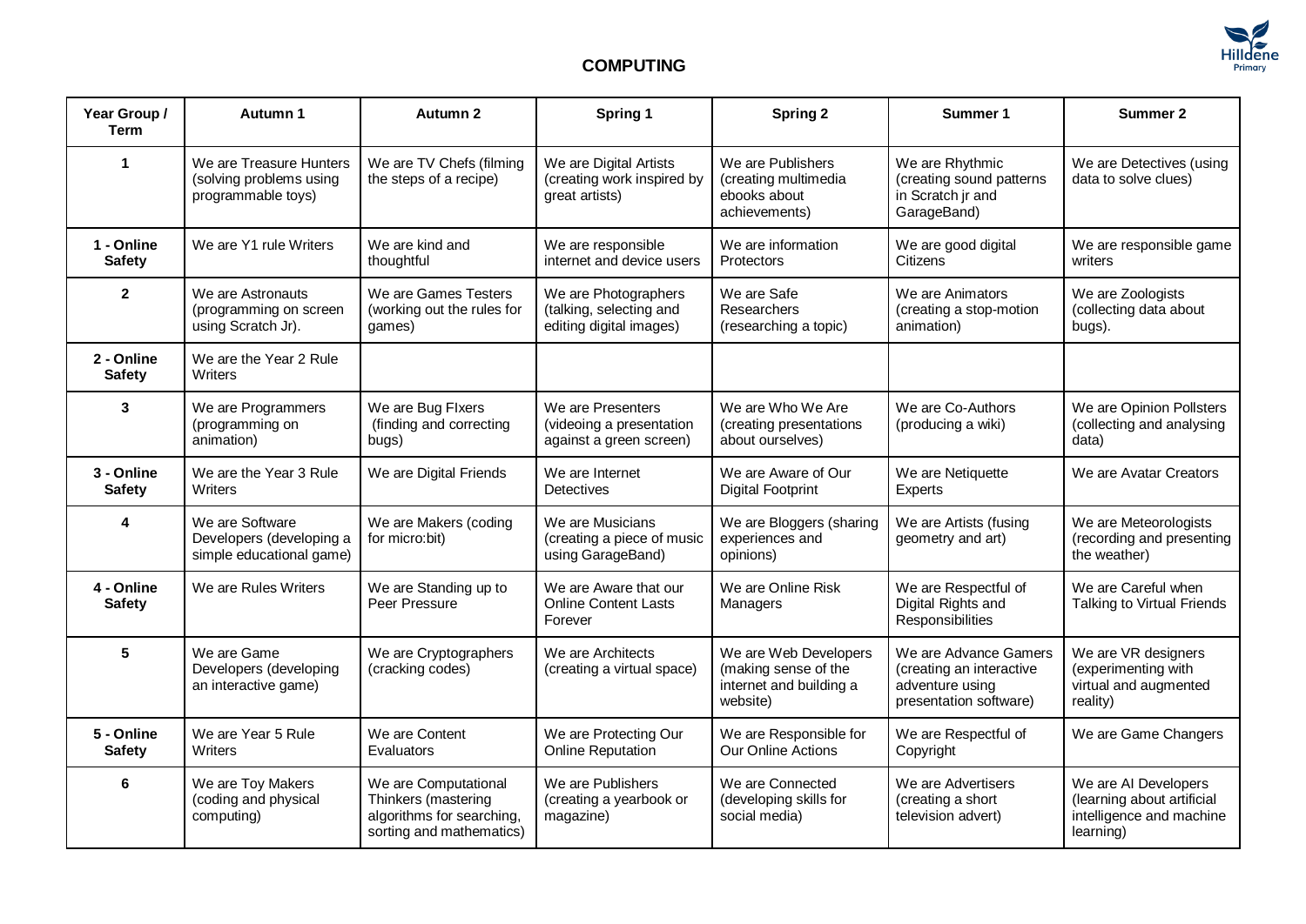# COMPUTING

| Year Group / Term | Autumn 1 | Autumn 2 | Spring 1 | Spring 2 | Summer 1 | Summer 2 |
|---|---|---|---|---|---|---|
| **1** | We are Treasure Hunters (solving problems using programmable toys) | We are TV Chefs (filming the steps of a recipe) | We are Digital Artists (creating work inspired by great artists) | We are Publishers (creating multimedia ebooks about achievements) | We are Rhythmic (creating sound patterns in Scratch jr and GarageBand) | We are Detectives (using data to solve clues) |
| **1 - Online Safety** | We are Y1 rule Writers | We are kind and thoughtful | We are responsible internet and device users | We are information Protectors | We are good digital Citizens | We are responsible game writers |
| **2** | We are Astronauts (programming on screen using Scratch Jr). | We are Games Testers (working out the rules for games) | We are Photographers (talking, selecting and editing digital images) | We are Safe Researchers (researching a topic) | We are Animators (creating a stop-motion animation) | We are Zoologists (collecting data about bugs). |
| **2 - Online Safety** | We are the Year 2 Rule Writers | | | | | |
| **3** | We are Programmers (programming on animation) | We are Bug FIxers (finding and correcting bugs) | We are Presenters (videoing a presentation against a green screen) | We are Who We Are (creating presentations about ourselves) | We are Co-Authors (producing a wiki) | We are Opinion Pollsters (collecting and analysing data) |
| **3 - Online Safety** | We are the Year 3 Rule Writers | We are Digital Friends | We are Internet Detectives | We are Aware of Our Digital Footprint | We are Netiquette Experts | We are Avatar Creators |
| **4** | We are Software Developers (developing a simple educational game) | We are Makers (coding for micro:bit) | We are Musicians (creating a piece of music using GarageBand) | We are Bloggers (sharing experiences and opinions) | We are Artists (fusing geometry and art) | We are Meteorologists (recording and presenting the weather) |
| **4 - Online Safety** | We are Rules Writers | We are Standing up to Peer Pressure | We are Aware that our Online Content Lasts Forever | We are Online Risk Managers | We are Respectful of Digital Rights and Responsibilities | We are Careful when Talking to Virtual Friends |
| **5** | We are Game Developers (developing an interactive game) | We are Cryptographers (cracking codes) | We are Architects (creating a virtual space) | We are Web Developers (making sense of the internet and building a website) | We are Advance Gamers (creating an interactive adventure using presentation software) | We are VR designers (experimenting with virtual and augmented reality) |
| **5 - Online Safety** | We are Year 5 Rule Writers | We are Content Evaluators | We are Protecting Our Online Reputation | We are Responsible for Our Online Actions | We are Respectful of Copyright | We are Game Changers |
| **6** | We are Toy Makers (coding and physical computing) | We are Computational Thinkers (mastering algorithms for searching, sorting and mathematics) | We are Publishers (creating a yearbook or magazine) | We are Connected (developing skills for social media) | We are Advertisers (creating a short television advert) | We are AI Developers (learning about artificial intelligence and machine learning) |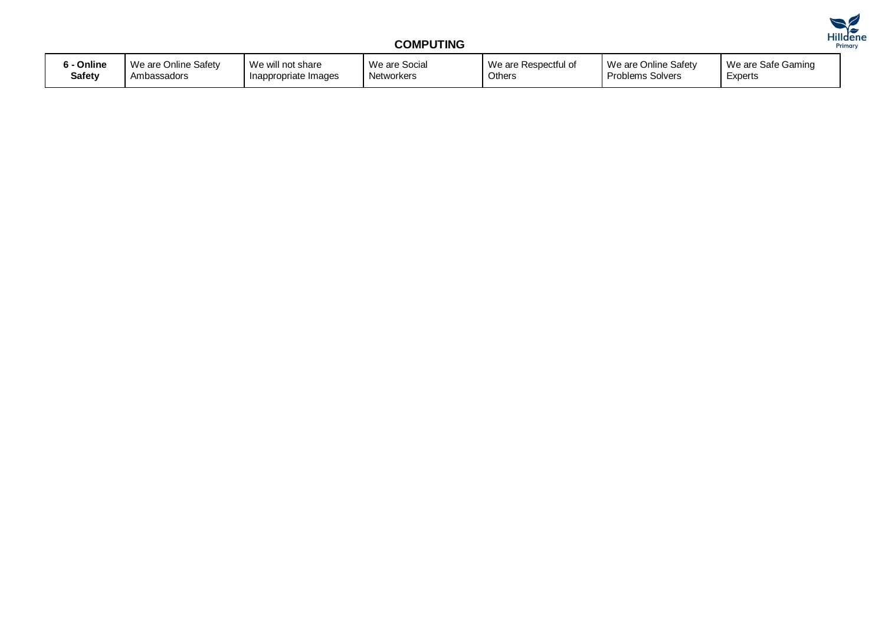## COMPUTING

| | | | | | | |
|---|---|---|---|---|---|---|
| **6 - Online Safety** | We are Online Safety Ambassadors | We will not share Inappropriate Images | We are Social Networkers | We are Respectful of Others | We are Online Safety Problems Solvers | We are Safe Gaming Experts |